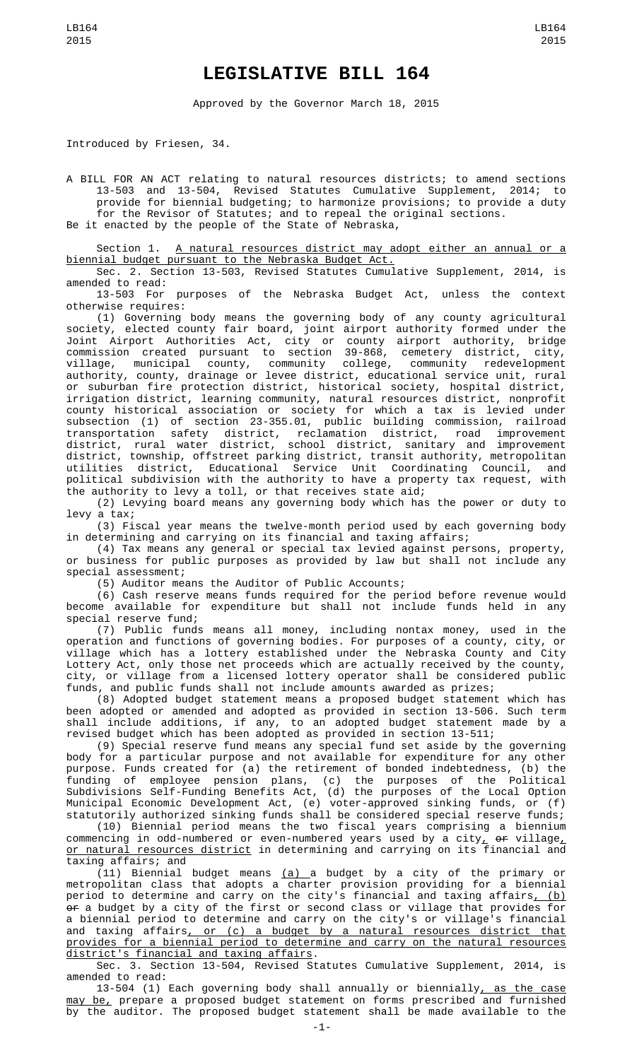# LEGISLATIVE BILL 164

Approved by the Governor March 18, 2015

Introduced by Friesen, 34.

A BILL FOR AN ACT relating to natural resources districts; to amend sections 13-503 and 13-504, Revised Statutes Cumulative Supplement, 2014; to provide for biennial budgeting; to harmonize provisions; to provide a duty for the Revisor of Statutes; and to repeal the original sections.

Be it enacted by the people of the State of Nebraska,

Section 1. A natural resources district may adopt either an annual or a biennial budget pursuant to the Nebraska Budget Act.

Sec. 2. Section 13-503, Revised Statutes Cumulative Supplement, 2014, is amended to read:

13-503 For purposes of the Nebraska Budget Act, unless the context otherwise requires:

(1) Governing body means the governing body of any county agricultural society, elected county fair board, joint airport authority formed under the Joint Airport Authorities Act, city or county airport authority, bridge commission created pursuant to section 39-868, cemetery district, city, village, municipal county, community college, community redevelopment authority, county, drainage or levee district, educational service unit, rural or suburban fire protection district, historical society, hospital district, irrigation district, learning community, natural resources district, nonprofit county historical association or society for which a tax is levied under subsection (1) of section 23-355.01, public building commission, railroad transportation safety district, reclamation district, road improvement district, rural water district, school district, sanitary and improvement district, township, offstreet parking district, transit authority, metropolitan utilities district, Educational Service Unit Coordinating Council, and political subdivision with the authority to have a property tax request, with the authority to levy a toll, or that receives state aid;

(2) Levying board means any governing body which has the power or duty to levy a tax;

(3) Fiscal year means the twelve-month period used by each governing body in determining and carrying on its financial and taxing affairs;

(4) Tax means any general or special tax levied against persons, property, or business for public purposes as provided by law but shall not include any special assessment;

(5) Auditor means the Auditor of Public Accounts;

(6) Cash reserve means funds required for the period before revenue would become available for expenditure but shall not include funds held in any special reserve fund;

(7) Public funds means all money, including nontax money, used in the operation and functions of governing bodies. For purposes of a county, city, or village which has a lottery established under the Nebraska County and City Lottery Act, only those net proceeds which are actually received by the county, city, or village from a licensed lottery operator shall be considered public funds, and public funds shall not include amounts awarded as prizes;

(8) Adopted budget statement means a proposed budget statement which has been adopted or amended and adopted as provided in section 13-506. Such term shall include additions, if any, to an adopted budget statement made by a revised budget which has been adopted as provided in section 13-511;

(9) Special reserve fund means any special fund set aside by the governing body for a particular purpose and not available for expenditure for any other purpose. Funds created for (a) the retirement of bonded indebtedness, (b) the funding of employee pension plans, (c) the purposes of the Political Subdivisions Self-Funding Benefits Act, (d) the purposes of the Local Option Municipal Economic Development Act, (e) voter-approved sinking funds, or (f) statutorily authorized sinking funds shall be considered special reserve funds;

(10) Biennial period means the two fiscal years comprising a biennium commencing in odd-numbered or even-numbered years used by a city, ~~or~~ village, or natural resources district in determining and carrying on its financial and taxing affairs; and

(11) Biennial budget means (a) a budget by a city of the primary or metropolitan class that adopts a charter provision providing for a biennial period to determine and carry on the city's financial and taxing affairs, (b) ~~or~~ a budget by a city of the first or second class or village that provides for a biennial period to determine and carry on the city's or village's financial and taxing affairs, or (c) a budget by a natural resources district that provides for a biennial period to determine and carry on the natural resources district's financial and taxing affairs.

Sec. 3. Section 13-504, Revised Statutes Cumulative Supplement, 2014, is amended to read:

13-504 (1) Each governing body shall annually or biennially, as the case may be, prepare a proposed budget statement on forms prescribed and furnished by the auditor. The proposed budget statement shall be made available to the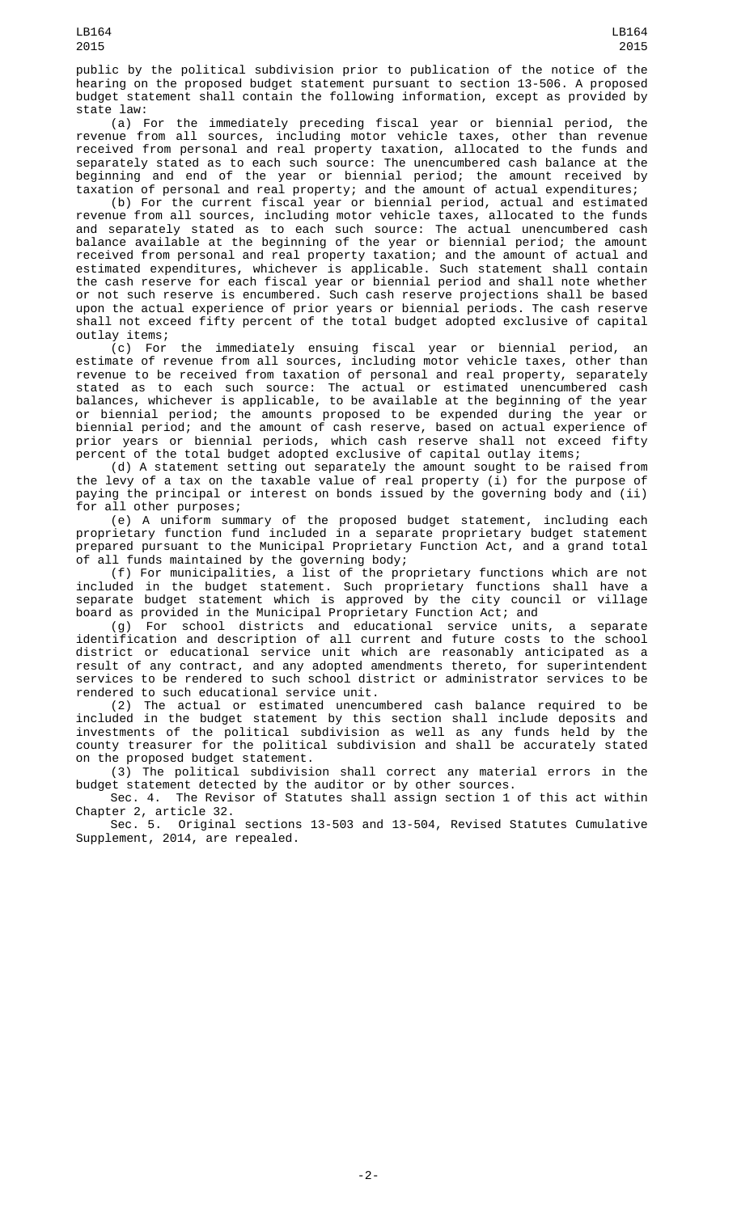public by the political subdivision prior to publication of the notice of the hearing on the proposed budget statement pursuant to section 13-506. A proposed budget statement shall contain the following information, except as provided by state law:

(a) For the immediately preceding fiscal year or biennial period, the revenue from all sources, including motor vehicle taxes, other than revenue received from personal and real property taxation, allocated to the funds and separately stated as to each such source: The unencumbered cash balance at the beginning and end of the year or biennial period; the amount received by taxation of personal and real property; and the amount of actual expenditures;

(b) For the current fiscal year or biennial period, actual and estimated revenue from all sources, including motor vehicle taxes, allocated to the funds and separately stated as to each such source: The actual unencumbered cash balance available at the beginning of the year or biennial period; the amount received from personal and real property taxation; and the amount of actual and estimated expenditures, whichever is applicable. Such statement shall contain the cash reserve for each fiscal year or biennial period and shall note whether or not such reserve is encumbered. Such cash reserve projections shall be based upon the actual experience of prior years or biennial periods. The cash reserve shall not exceed fifty percent of the total budget adopted exclusive of capital outlay items;

(c) For the immediately ensuing fiscal year or biennial period, an estimate of revenue from all sources, including motor vehicle taxes, other than revenue to be received from taxation of personal and real property, separately stated as to each such source: The actual or estimated unencumbered cash balances, whichever is applicable, to be available at the beginning of the year or biennial period; the amounts proposed to be expended during the year or biennial period; and the amount of cash reserve, based on actual experience of prior years or biennial periods, which cash reserve shall not exceed fifty percent of the total budget adopted exclusive of capital outlay items;

(d) A statement setting out separately the amount sought to be raised from the levy of a tax on the taxable value of real property (i) for the purpose of paying the principal or interest on bonds issued by the governing body and (ii) for all other purposes;

(e) A uniform summary of the proposed budget statement, including each proprietary function fund included in a separate proprietary budget statement prepared pursuant to the Municipal Proprietary Function Act, and a grand total of all funds maintained by the governing body;

(f) For municipalities, a list of the proprietary functions which are not included in the budget statement. Such proprietary functions shall have a separate budget statement which is approved by the city council or village board as provided in the Municipal Proprietary Function Act; and

(g) For school districts and educational service units, a separate identification and description of all current and future costs to the school district or educational service unit which are reasonably anticipated as a result of any contract, and any adopted amendments thereto, for superintendent services to be rendered to such school district or administrator services to be rendered to such educational service unit.

(2) The actual or estimated unencumbered cash balance required to be included in the budget statement by this section shall include deposits and investments of the political subdivision as well as any funds held by the county treasurer for the political subdivision and shall be accurately stated on the proposed budget statement.

(3) The political subdivision shall correct any material errors in the budget statement detected by the auditor or by other sources.

Sec. 4. The Revisor of Statutes shall assign section 1 of this act within Chapter 2, article 32.

Sec. 5. Original sections 13-503 and 13-504, Revised Statutes Cumulative Supplement, 2014, are repealed.